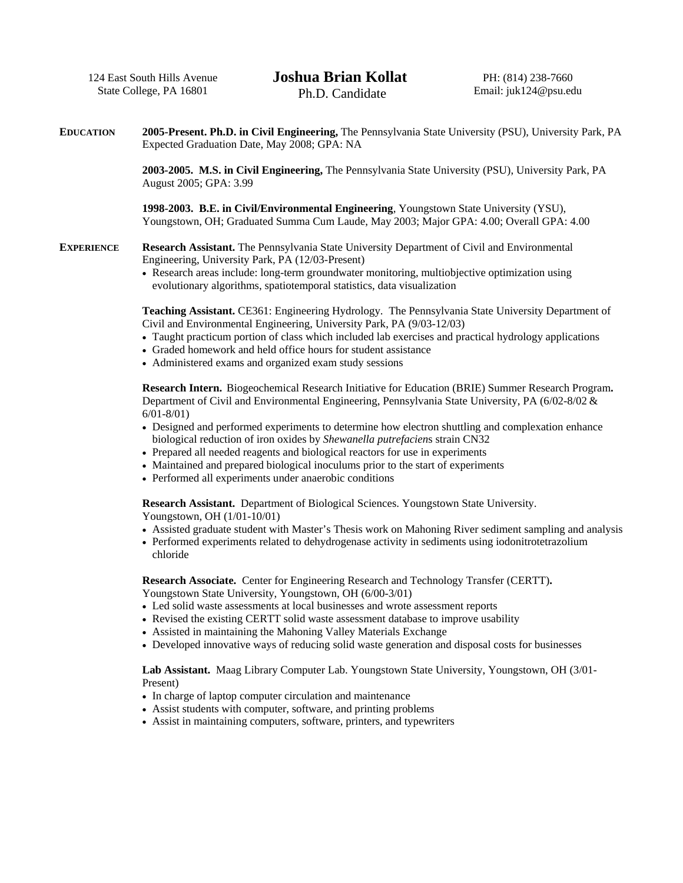124 East South Hills Avenue
State College, PA 16801

# Joshua Brian Kollat

Ph.D. Candidate

PH: (814) 238-7660
Email: juk124@psu.edu

## EDUCATION

**2005-Present. Ph.D. in Civil Engineering,** The Pennsylvania State University (PSU), University Park, PA
Expected Graduation Date, May 2008; GPA: NA

**2003-2005. M.S. in Civil Engineering,** The Pennsylvania State University (PSU), University Park, PA
August 2005; GPA: 3.99

**1998-2003. B.E. in Civil/Environmental Engineering**, Youngstown State University (YSU), Youngstown, OH; Graduated Summa Cum Laude, May 2003; Major GPA: 4.00; Overall GPA: 4.00

## EXPERIENCE

**Research Assistant.** The Pennsylvania State University Department of Civil and Environmental Engineering, University Park, PA (12/03-Present)

- Research areas include: long-term groundwater monitoring, multiobjective optimization using evolutionary algorithms, spatiotemporal statistics, data visualization

**Teaching Assistant.** CE361: Engineering Hydrology. The Pennsylvania State University Department of Civil and Environmental Engineering, University Park, PA (9/03-12/03)

- Taught practicum portion of class which included lab exercises and practical hydrology applications
- Graded homework and held office hours for student assistance
- Administered exams and organized exam study sessions

**Research Intern.** Biogeochemical Research Initiative for Education (BRIE) Summer Research Program**.** Department of Civil and Environmental Engineering, Pennsylvania State University, PA (6/02-8/02 & 6/01-8/01)

- Designed and performed experiments to determine how electron shuttling and complexation enhance biological reduction of iron oxides by *Shewanella putrefacien*s strain CN32
- Prepared all needed reagents and biological reactors for use in experiments
- Maintained and prepared biological inoculums prior to the start of experiments
- Performed all experiments under anaerobic conditions

**Research Assistant.** Department of Biological Sciences. Youngstown State University. Youngstown, OH (1/01-10/01)

- Assisted graduate student with Master's Thesis work on Mahoning River sediment sampling and analysis
- Performed experiments related to dehydrogenase activity in sediments using iodonitrotetrazolium chloride

**Research Associate.** Center for Engineering Research and Technology Transfer (CERTT)**.** Youngstown State University, Youngstown, OH (6/00-3/01)

- Led solid waste assessments at local businesses and wrote assessment reports
- Revised the existing CERTT solid waste assessment database to improve usability
- Assisted in maintaining the Mahoning Valley Materials Exchange
- Developed innovative ways of reducing solid waste generation and disposal costs for businesses

**Lab Assistant.** Maag Library Computer Lab. Youngstown State University, Youngstown, OH (3/01-Present)

- In charge of laptop computer circulation and maintenance
- Assist students with computer, software, and printing problems
- Assist in maintaining computers, software, printers, and typewriters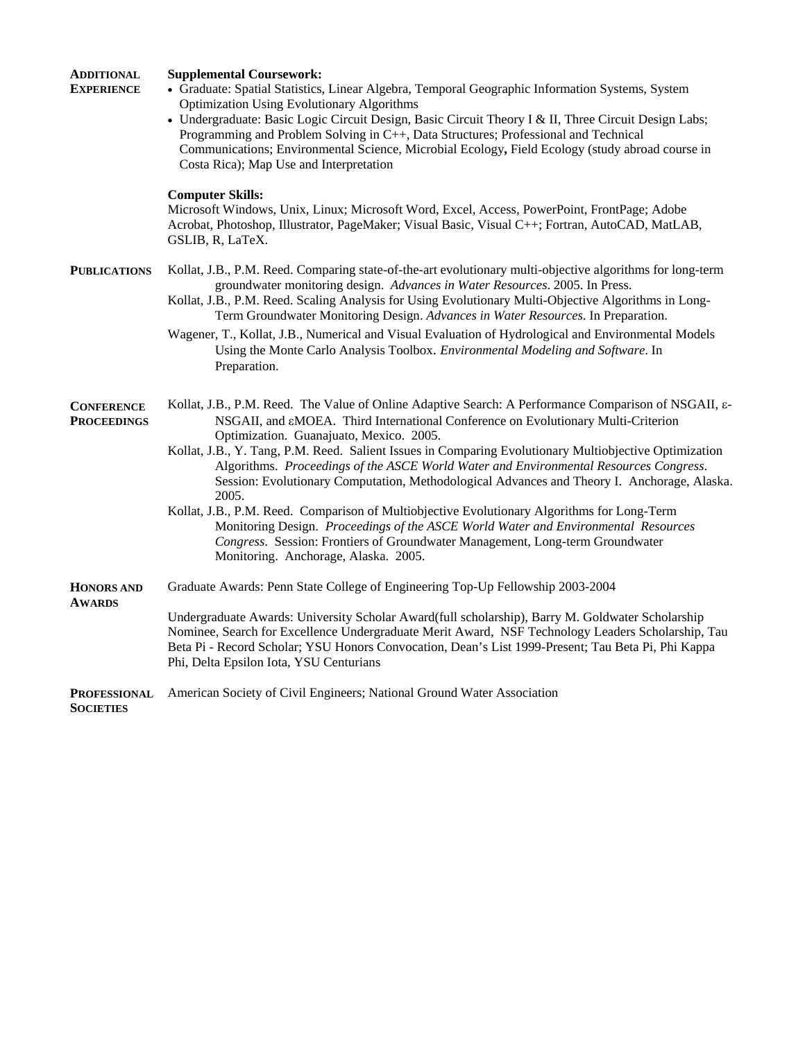## ADDITIONAL EXPERIENCE

**Supplemental Coursework:**

- Graduate: Spatial Statistics, Linear Algebra, Temporal Geographic Information Systems, System Optimization Using Evolutionary Algorithms
- Undergraduate: Basic Logic Circuit Design, Basic Circuit Theory I & II, Three Circuit Design Labs; Programming and Problem Solving in C++, Data Structures; Professional and Technical Communications; Environmental Science, Microbial Ecology**,** Field Ecology (study abroad course in Costa Rica); Map Use and Interpretation

**Computer Skills:**

Microsoft Windows, Unix, Linux; Microsoft Word, Excel, Access, PowerPoint, FrontPage; Adobe Acrobat, Photoshop, Illustrator, PageMaker; Visual Basic, Visual C++; Fortran, AutoCAD, MatLAB, GSLIB, R, LaTeX.

## PUBLICATIONS

Kollat, J.B., P.M. Reed. Comparing state-of-the-art evolutionary multi-objective algorithms for long-term groundwater monitoring design. *Advances in Water Resources*. 2005. In Press.

Kollat, J.B., P.M. Reed. Scaling Analysis for Using Evolutionary Multi-Objective Algorithms in Long-Term Groundwater Monitoring Design. *Advances in Water Resources*. In Preparation.

Wagener, T., Kollat, J.B., Numerical and Visual Evaluation of Hydrological and Environmental Models Using the Monte Carlo Analysis Toolbox. *Environmental Modeling and Software*. In Preparation.

## CONFERENCE PROCEEDINGS

Kollat, J.B., P.M. Reed. The Value of Online Adaptive Search: A Performance Comparison of NSGAII, ε-NSGAII, and εMOEA. Third International Conference on Evolutionary Multi-Criterion Optimization. Guanajuato, Mexico. 2005.

Kollat, J.B., Y. Tang, P.M. Reed. Salient Issues in Comparing Evolutionary Multiobjective Optimization Algorithms. *Proceedings of the ASCE World Water and Environmental Resources Congress*. Session: Evolutionary Computation, Methodological Advances and Theory I. Anchorage, Alaska. 2005.

Kollat, J.B., P.M. Reed. Comparison of Multiobjective Evolutionary Algorithms for Long-Term Monitoring Design. *Proceedings of the ASCE World Water and Environmental Resources Congress*. Session: Frontiers of Groundwater Management, Long-term Groundwater Monitoring. Anchorage, Alaska. 2005.

## HONORS AND AWARDS

Graduate Awards: Penn State College of Engineering Top-Up Fellowship 2003-2004

Undergraduate Awards: University Scholar Award(full scholarship), Barry M. Goldwater Scholarship Nominee, Search for Excellence Undergraduate Merit Award, NSF Technology Leaders Scholarship, Tau Beta Pi - Record Scholar; YSU Honors Convocation, Dean's List 1999-Present; Tau Beta Pi, Phi Kappa Phi, Delta Epsilon Iota, YSU Centurians

## PROFESSIONAL SOCIETIES

American Society of Civil Engineers; National Ground Water Association